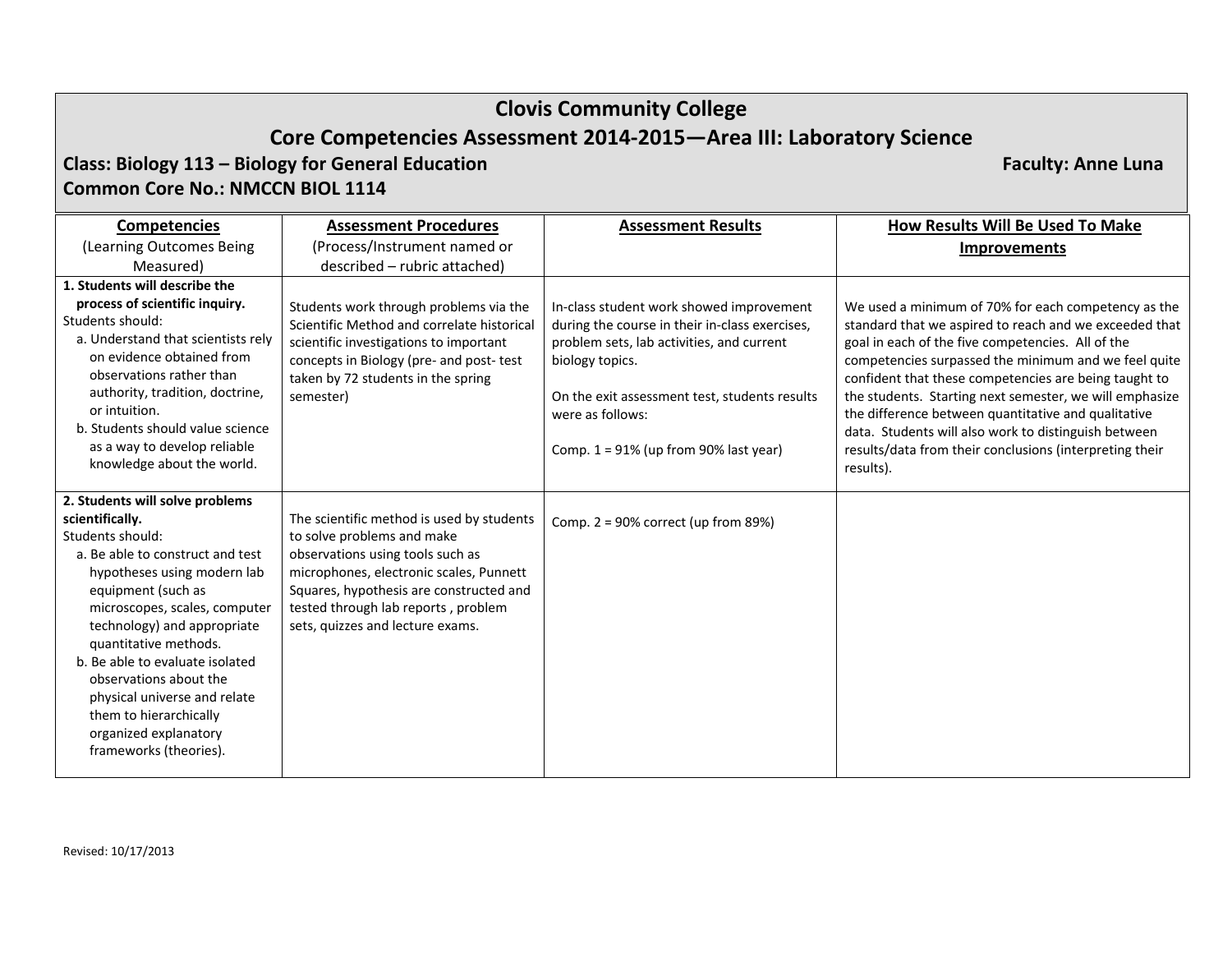# Clovis Community College

## Core Competencies Assessment 2014-2015—Area III: Laboratory Science

**Class: Biology 113 – Biology for General Education** **Faculty: Anne Luna**

**Common Core No.: NMCCN BIOL 1114**

| **Competencies** (Learning Outcomes Being Measured) | **Assessment Procedures** (Process/Instrument named or described – rubric attached) | **Assessment Results** | **How Results Will Be Used To Make Improvements** |
|---|---|---|---|
| **1. Students will describe the process of scientific inquiry.** Students should: a. Understand that scientists rely on evidence obtained from observations rather than authority, tradition, doctrine, or intuition. b. Students should value science as a way to develop reliable knowledge about the world. | Students work through problems via the Scientific Method and correlate historical scientific investigations to important concepts in Biology (pre- and post- test taken by 72 students in the spring semester) | In-class student work showed improvement during the course in their in-class exercises, problem sets, lab activities, and current biology topics. On the exit assessment test, students results were as follows: Comp. 1 = 91% (up from 90% last year) | We used a minimum of 70% for each competency as the standard that we aspired to reach and we exceeded that goal in each of the five competencies. All of the competencies surpassed the minimum and we feel quite confident that these competencies are being taught to the students. Starting next semester, we will emphasize the difference between quantitative and qualitative data. Students will also work to distinguish between results/data from their conclusions (interpreting their results). |
| **2. Students will solve problems scientifically.** Students should: a. Be able to construct and test hypotheses using modern lab equipment (such as microscopes, scales, computer technology) and appropriate quantitative methods. b. Be able to evaluate isolated observations about the physical universe and relate them to hierarchically organized explanatory frameworks (theories). | The scientific method is used by students to solve problems and make observations using tools such as microphones, electronic scales, Punnett Squares, hypothesis are constructed and tested through lab reports , problem sets, quizzes and lecture exams. | Comp. 2 = 90% correct (up from 89%) | |

Revised: 10/17/2013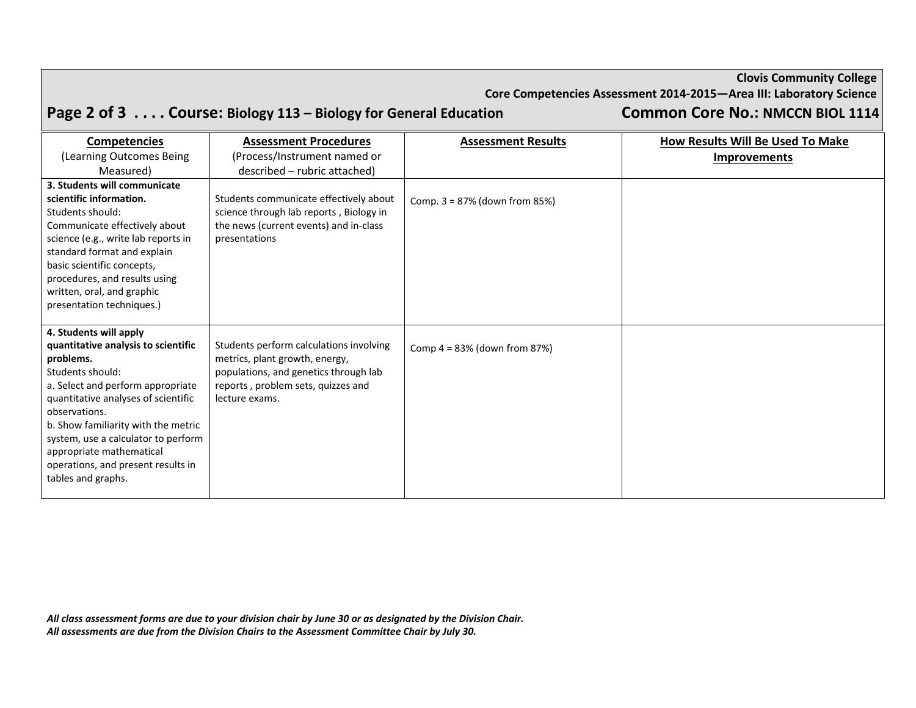**Clovis Community College**
**Core Competencies Assessment 2014-2015—Area III: Laboratory Science**

**Course: Biology 113 – Biology for General Education** **Common Core No.: NMCCN BIOL 1114**

| **Competencies** (Learning Outcomes Being Measured) | **Assessment Procedures** (Process/Instrument named or described – rubric attached) | **Assessment Results** | **How Results Will Be Used To Make Improvements** |
|---|---|---|---|
| **3. Students will communicate scientific information.** Students should: Communicate effectively about science (e.g., write lab reports in standard format and explain basic scientific concepts, procedures, and results using written, oral, and graphic presentation techniques.) | Students communicate effectively about science through lab reports , Biology in the news (current events) and in-class presentations | Comp. 3 = 87% (down from 85%) | |
| **4. Students will apply quantitative analysis to scientific problems.** Students should: a. Select and perform appropriate quantitative analyses of scientific observations. b. Show familiarity with the metric system, use a calculator to perform appropriate mathematical operations, and present results in tables and graphs. | Students perform calculations involving metrics, plant growth, energy, populations, and genetics through lab reports , problem sets, quizzes and lecture exams. | Comp 4 = 83% (down from 87%) | |

***All class assessment forms are due to your division chair by June 30 or as designated by the Division Chair.***
***All assessments are due from the Division Chairs to the Assessment Committee Chair by July 30.***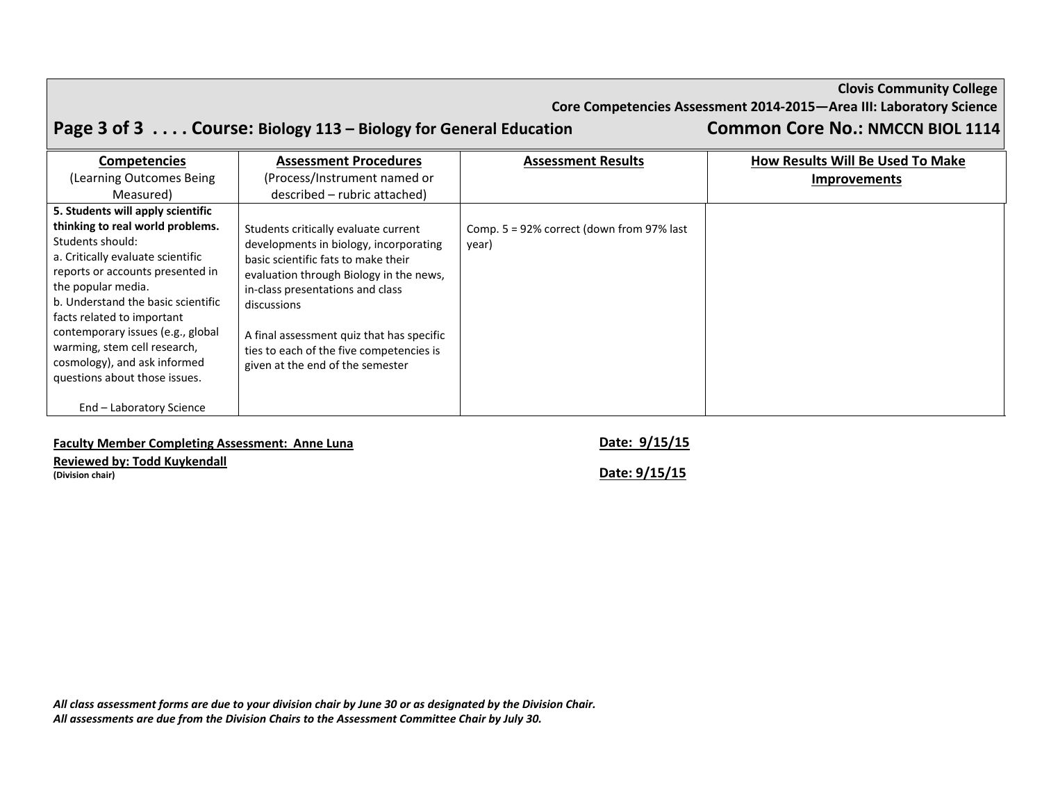**Clovis Community College**

**Core Competencies Assessment 2014-2015—Area III: Laboratory Science**

**Page 3 of 3 . . . . Course: Biology 113 – Biology for General Education** **Common Core No.: NMCCN BIOL 1114**

| **Competencies** (Learning Outcomes Being Measured) | **Assessment Procedures** (Process/Instrument named or described – rubric attached) | **Assessment Results** | **How Results Will Be Used To Make Improvements** |
|---|---|---|---|
| **5. Students will apply scientific thinking to real world problems.** Students should: a. Critically evaluate scientific reports or accounts presented in the popular media. b. Understand the basic scientific facts related to important contemporary issues (e.g., global warming, stem cell research, cosmology), and ask informed questions about those issues. End – Laboratory Science | Students critically evaluate current developments in biology, incorporating basic scientific fats to make their evaluation through Biology in the news, in-class presentations and class discussions. A final assessment quiz that has specific ties to each of the five competencies is given at the end of the semester | Comp. 5 = 92% correct (down from 97% last year) | |

**Faculty Member Completing Assessment: Anne Luna** **Date: 9/15/15**

**Reviewed by: Todd Kuykendall**
**(Division chair)** **Date: 9/15/15**

***All class assessment forms are due to your division chair by June 30 or as designated by the Division Chair.***
***All assessments are due from the Division Chairs to the Assessment Committee Chair by July 30.***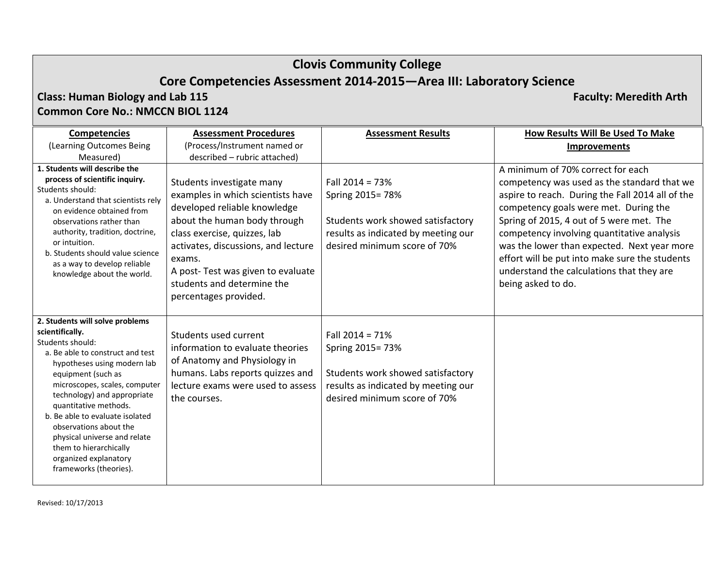# Clovis Community College

## Core Competencies Assessment 2014-2015—Area III: Laboratory Science

**Class: Human Biology and Lab 115** **Faculty: Meredith Arth**

**Common Core No.: NMCCN BIOL 1124**

| **Competencies** (Learning Outcomes Being Measured) | **Assessment Procedures** (Process/Instrument named or described – rubric attached) | **Assessment Results** | **How Results Will Be Used To Make Improvements** |
|---|---|---|---|
| **1. Students will describe the process of scientific inquiry.** Students should: a. Understand that scientists rely on evidence obtained from observations rather than authority, tradition, doctrine, or intuition. b. Students should value science as a way to develop reliable knowledge about the world. | Students investigate many examples in which scientists have developed reliable knowledge about the human body through class exercise, quizzes, lab activates, discussions, and lecture exams. A post- Test was given to evaluate students and determine the percentages provided. | Fall 2014 = 73% Spring 2015= 78% Students work showed satisfactory results as indicated by meeting our desired minimum score of 70% | A minimum of 70% correct for each competency was used as the standard that we aspire to reach. During the Fall 2014 all of the competency goals were met. During the Spring of 2015, 4 out of 5 were met. The competency involving quantitative analysis was the lower than expected. Next year more effort will be put into make sure the students understand the calculations that they are being asked to do. |
| **2. Students will solve problems scientifically.** Students should: a. Be able to construct and test hypotheses using modern lab equipment (such as microscopes, scales, computer technology) and appropriate quantitative methods. b. Be able to evaluate isolated observations about the physical universe and relate them to hierarchically organized explanatory frameworks (theories). | Students used current information to evaluate theories of Anatomy and Physiology in humans. Labs reports quizzes and lecture exams were used to assess the courses. | Fall 2014 = 71% Spring 2015= 73% Students work showed satisfactory results as indicated by meeting our desired minimum score of 70% | |

Revised: 10/17/2013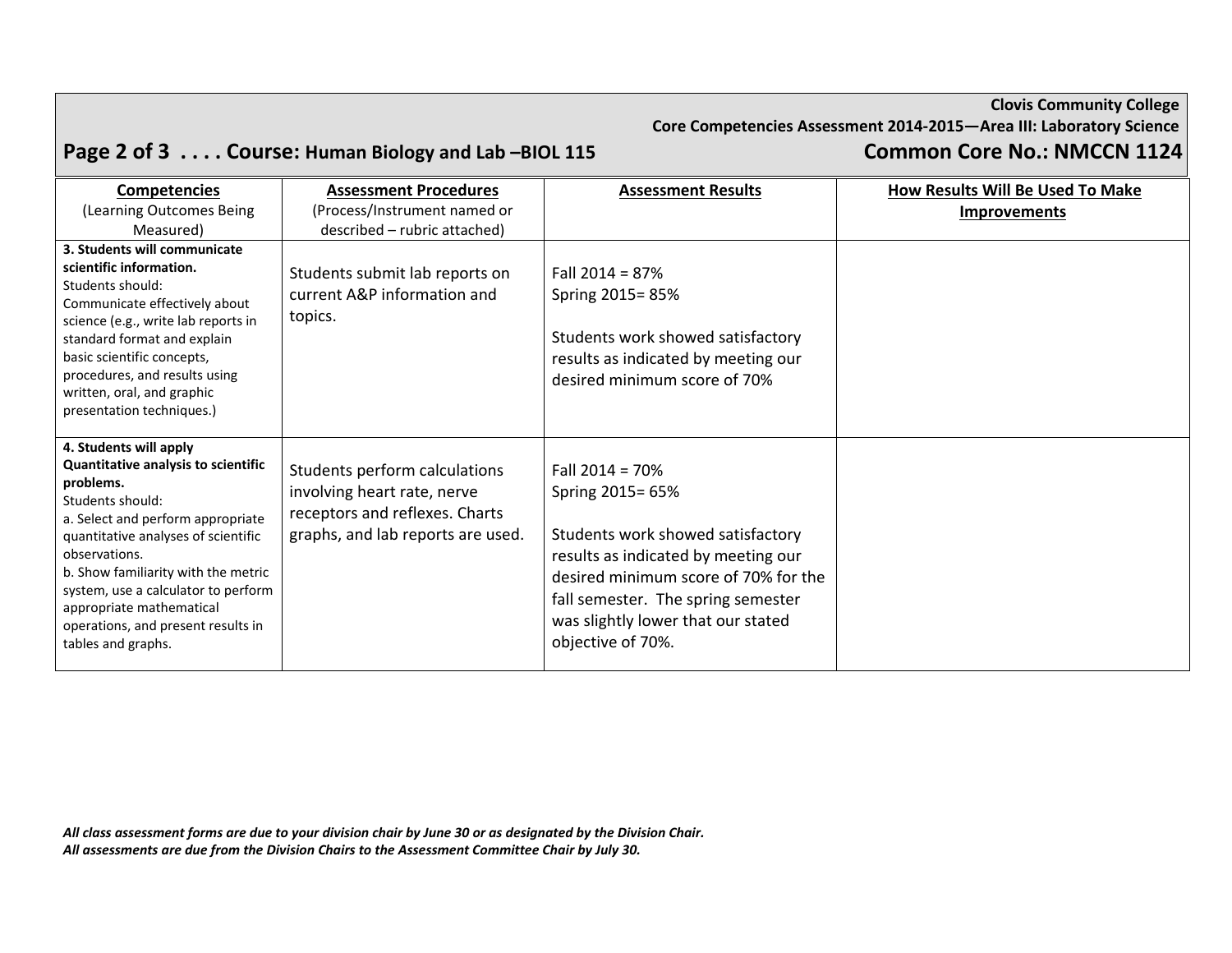**Clovis Community College**
**Core Competencies Assessment 2014-2015—Area III: Laboratory Science**

## Page 2 of 3 . . . . Course: Human Biology and Lab –BIOL 115 — Common Core No.: NMCCN 1124

| Competencies (Learning Outcomes Being Measured) | Assessment Procedures (Process/Instrument named or described – rubric attached) | Assessment Results | How Results Will Be Used To Make Improvements |
|---|---|---|---|
| **3. Students will communicate scientific information.** Students should: Communicate effectively about science (e.g., write lab reports in standard format and explain basic scientific concepts, procedures, and results using written, oral, and graphic presentation techniques.) | Students submit lab reports on current A&P information and topics. | Fall 2014 = 87%<br>Spring 2015= 85%<br><br>Students work showed satisfactory results as indicated by meeting our desired minimum score of 70% | |
| **4. Students will apply Quantitative analysis to scientific problems.** Students should:<br>a. Select and perform appropriate quantitative analyses of scientific observations.<br>b. Show familiarity with the metric system, use a calculator to perform appropriate mathematical operations, and present results in tables and graphs. | Students perform calculations involving heart rate, nerve receptors and reflexes. Charts graphs, and lab reports are used. | Fall 2014 = 70%<br>Spring 2015= 65%<br><br>Students work showed satisfactory results as indicated by meeting our desired minimum score of 70% for the fall semester. The spring semester was slightly lower that our stated objective of 70%. | |

***All class assessment forms are due to your division chair by June 30 or as designated by the Division Chair.***
***All assessments are due from the Division Chairs to the Assessment Committee Chair by July 30.***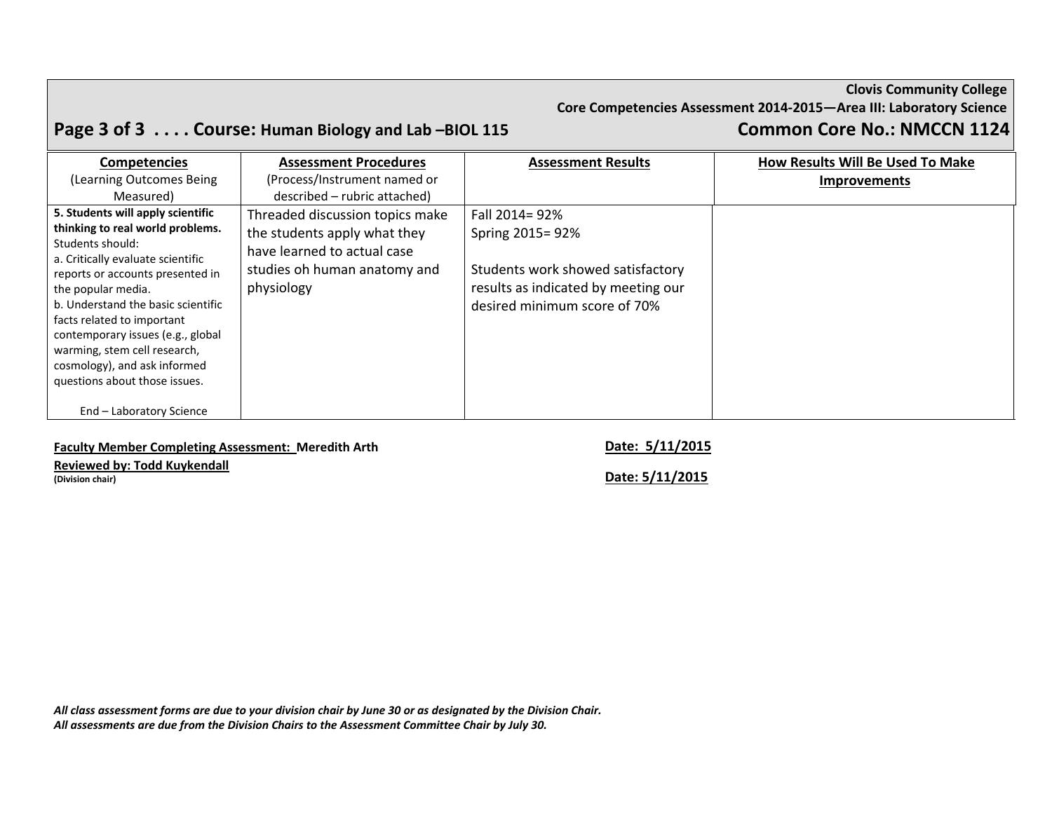**Clovis Community College**
**Core Competencies Assessment 2014-2015—Area III: Laboratory Science**

## Page 3 of 3 . . . . Course: Human Biology and Lab –BIOL 115 — Common Core No.: NMCCN 1124

| **Competencies** (Learning Outcomes Being Measured) | **Assessment Procedures** (Process/Instrument named or described – rubric attached) | **Assessment Results** | **How Results Will Be Used To Make Improvements** |
|---|---|---|---|
| **5. Students will apply scientific thinking to real world problems.** Students should:<br>a. Critically evaluate scientific reports or accounts presented in the popular media.<br>b. Understand the basic scientific facts related to important contemporary issues (e.g., global warming, stem cell research, cosmology), and ask informed questions about those issues.<br><br>End – Laboratory Science | Threaded discussion topics make the students apply what they have learned to actual case studies oh human anatomy and physiology | Fall 2014= 92%<br>Spring 2015= 92%<br><br>Students work showed satisfactory results as indicated by meeting our desired minimum score of 70% | |

**Faculty Member Completing Assessment: Meredith Arth** — **Date: 5/11/2015**

**Reviewed by: Todd Kuykendall** — **Date: 5/11/2015**
**(Division chair)**

*All class assessment forms are due to your division chair by June 30 or as designated by the Division Chair.*
*All assessments are due from the Division Chairs to the Assessment Committee Chair by July 30.*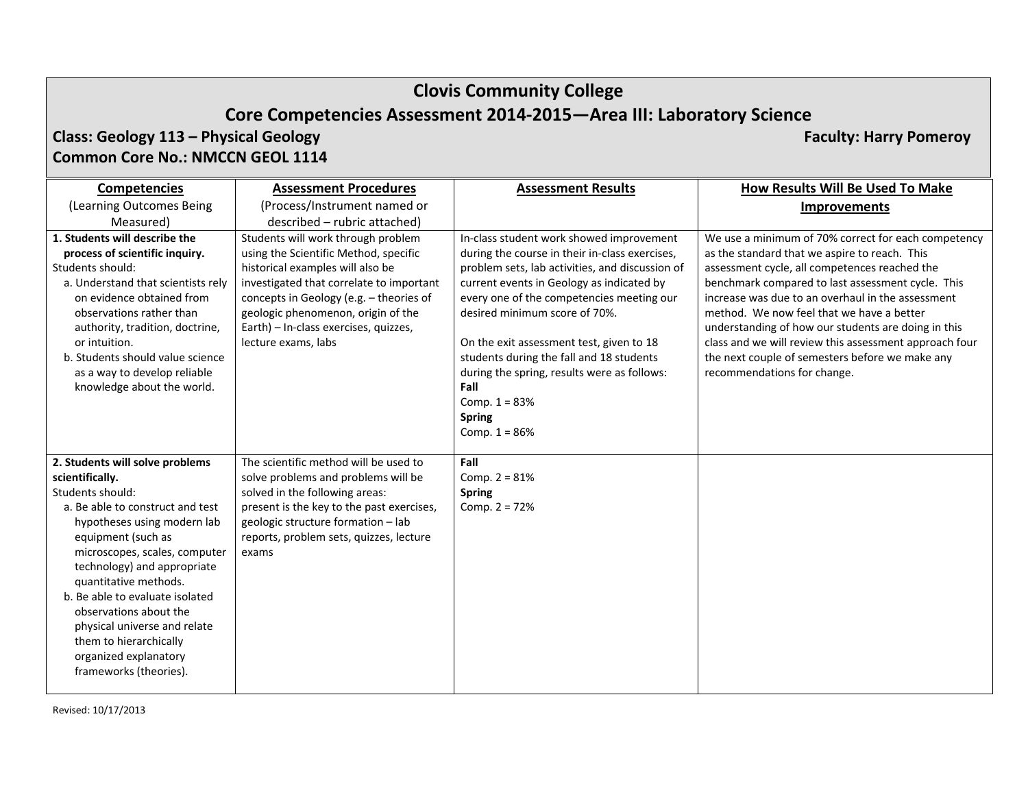# Clovis Community College

## Core Competencies Assessment 2014-2015—Area III: Laboratory Science

**Class: Geology 113 – Physical Geology** **Faculty: Harry Pomeroy**

**Common Core No.: NMCCN GEOL 1114**

| **Competencies** (Learning Outcomes Being Measured) | **Assessment Procedures** (Process/Instrument named or described – rubric attached) | **Assessment Results** | **How Results Will Be Used To Make Improvements** |
|---|---|---|---|
| **1. Students will describe the process of scientific inquiry.** Students should: a. Understand that scientists rely on evidence obtained from observations rather than authority, tradition, doctrine, or intuition. b. Students should value science as a way to develop reliable knowledge about the world. | Students will work through problem using the Scientific Method, specific historical examples will also be investigated that correlate to important concepts in Geology (e.g. – theories of geologic phenomenon, origin of the Earth) – In-class exercises, quizzes, lecture exams, labs | In-class student work showed improvement during the course in their in-class exercises, problem sets, lab activities, and discussion of current events in Geology as indicated by every one of the competencies meeting our desired minimum score of 70%. On the exit assessment test, given to 18 students during the fall and 18 students during the spring, results were as follows: **Fall** Comp. 1 = 83% **Spring** Comp. 1 = 86% | We use a minimum of 70% correct for each competency as the standard that we aspire to reach. This assessment cycle, all competences reached the benchmark compared to last assessment cycle. This increase was due to an overhaul in the assessment method. We now feel that we have a better understanding of how our students are doing in this class and we will review this assessment approach four the next couple of semesters before we make any recommendations for change. |
| **2. Students will solve problems scientifically.** Students should: a. Be able to construct and test hypotheses using modern lab equipment (such as microscopes, scales, computer technology) and appropriate quantitative methods. b. Be able to evaluate isolated observations about the physical universe and relate them to hierarchically organized explanatory frameworks (theories). | The scientific method will be used to solve problems and problems will be solved in the following areas: present is the key to the past exercises, geologic structure formation – lab reports, problem sets, quizzes, lecture exams | **Fall** Comp. 2 = 81% **Spring** Comp. 2 = 72% | |

Revised: 10/17/2013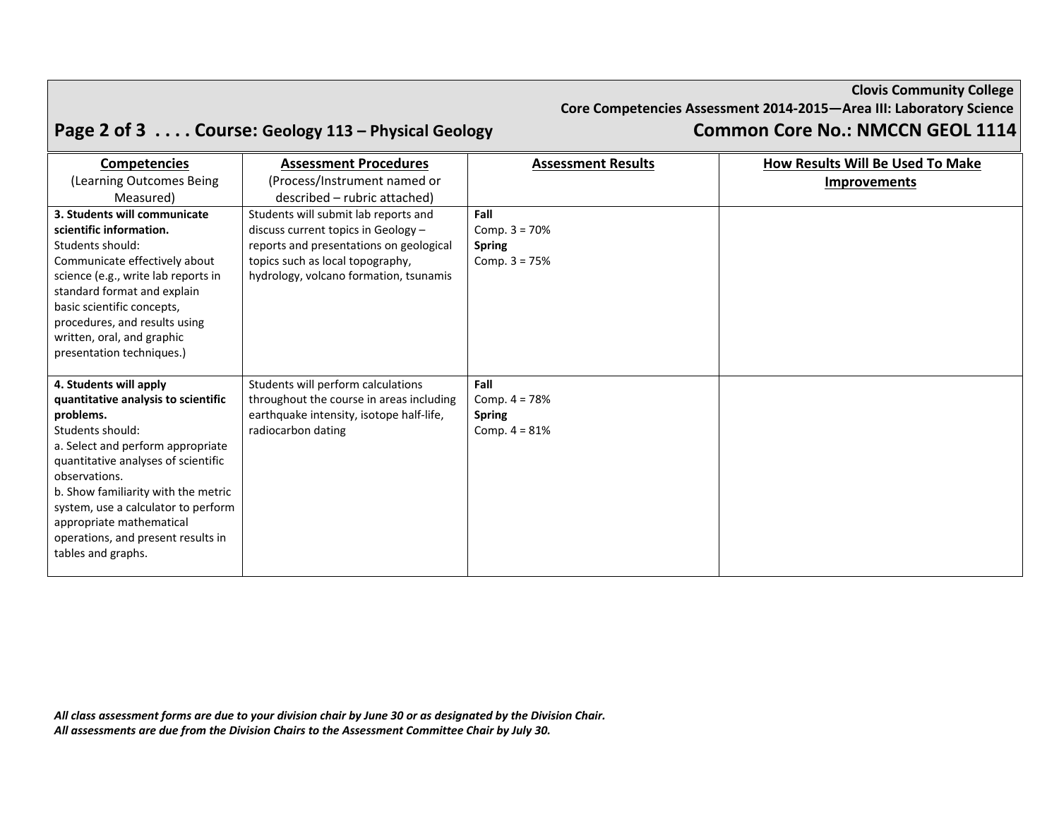**Clovis Community College**
**Core Competencies Assessment 2014-2015—Area III: Laboratory Science**

## Course: Geology 113 – Physical Geology
## Common Core No.: NMCCN GEOL 1114

| **Competencies** (Learning Outcomes Being Measured) | **Assessment Procedures** (Process/Instrument named or described – rubric attached) | **Assessment Results** | **How Results Will Be Used To Make Improvements** |
|---|---|---|---|
| **3. Students will communicate scientific information.** Students should: Communicate effectively about science (e.g., write lab reports in standard format and explain basic scientific concepts, procedures, and results using written, oral, and graphic presentation techniques.) | Students will submit lab reports and discuss current topics in Geology – reports and presentations on geological topics such as local topography, hydrology, volcano formation, tsunamis | **Fall** Comp. 3 = 70% **Spring** Comp. 3 = 75% | |
| **4. Students will apply quantitative analysis to scientific problems.** Students should: a. Select and perform appropriate quantitative analyses of scientific observations. b. Show familiarity with the metric system, use a calculator to perform appropriate mathematical operations, and present results in tables and graphs. | Students will perform calculations throughout the course in areas including earthquake intensity, isotope half-life, radiocarbon dating | **Fall** Comp. 4 = 78% **Spring** Comp. 4 = 81% | |

*All class assessment forms are due to your division chair by June 30 or as designated by the Division Chair.*
*All assessments are due from the Division Chairs to the Assessment Committee Chair by July 30.*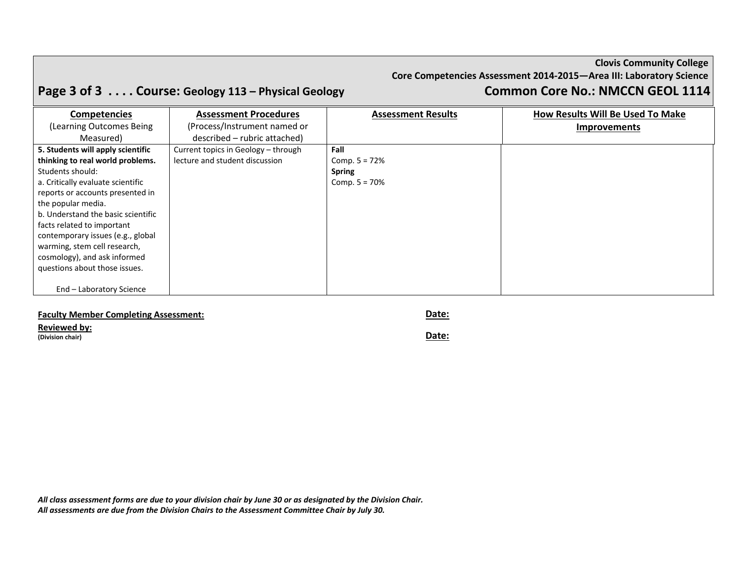Clovis Community College

Core Competencies Assessment 2014-2015—Area III: Laboratory Science

## Page 3 of 3 . . . . Course: Geology 113 – Physical Geology

## Common Core No.: NMCCN GEOL 1114

| Competencies (Learning Outcomes Being Measured) | Assessment Procedures (Process/Instrument named or described – rubric attached) | Assessment Results | How Results Will Be Used To Make Improvements |
|---|---|---|---|
| **5. Students will apply scientific thinking to real world problems.** Students should:<br>a. Critically evaluate scientific reports or accounts presented in the popular media.<br>b. Understand the basic scientific facts related to important contemporary issues (e.g., global warming, stem cell research, cosmology), and ask informed questions about those issues.<br><br>End – Laboratory Science | Current topics in Geology – through lecture and student discussion | **Fall**<br>Comp. 5 = 72%<br>**Spring**<br>Comp. 5 = 70% | |

**Faculty Member Completing Assessment:** **Date:**

**Reviewed by:**
**(Division chair)** **Date:**

***All class assessment forms are due to your division chair by June 30 or as designated by the Division Chair.***
***All assessments are due from the Division Chairs to the Assessment Committee Chair by July 30.***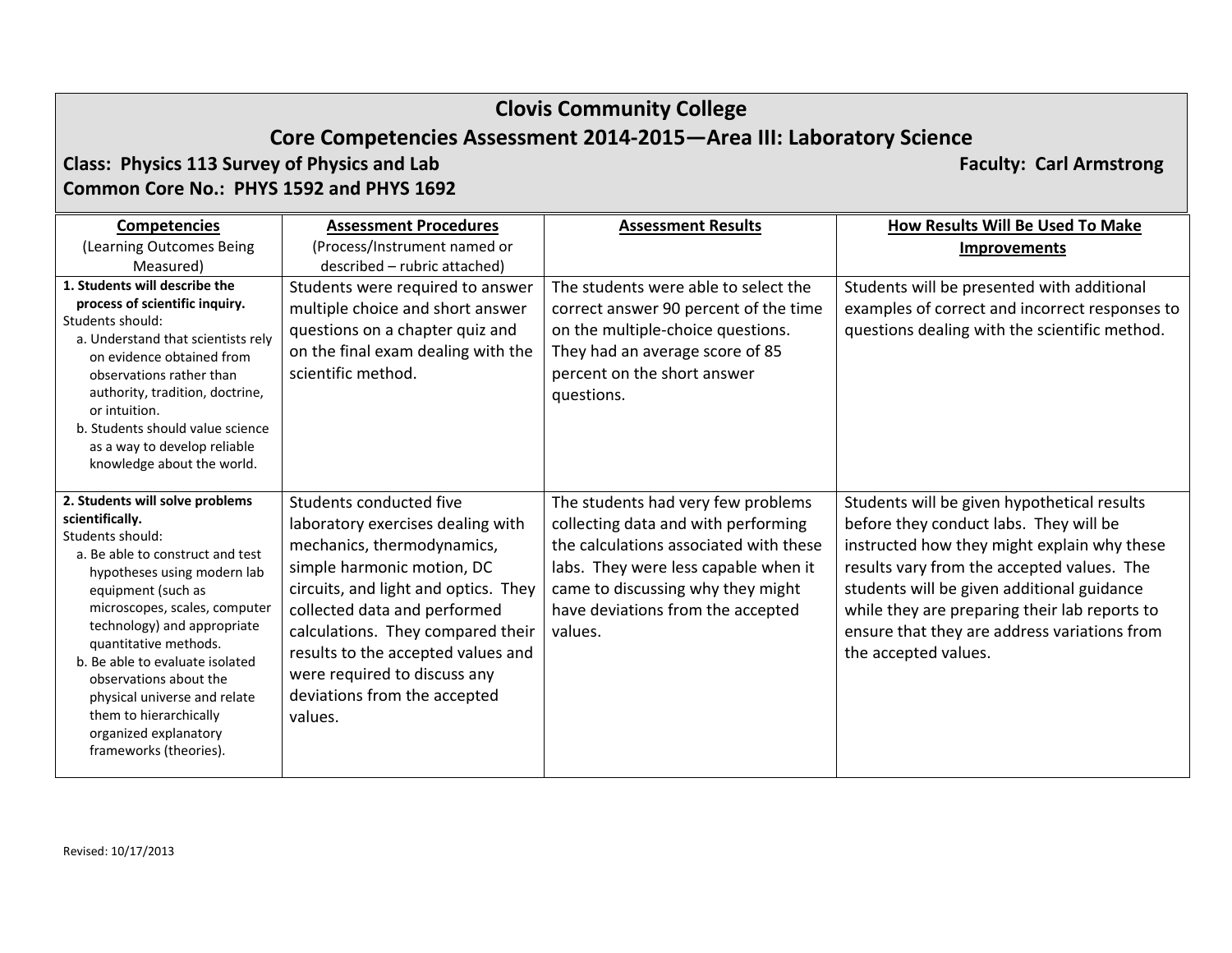# Clovis Community College

## Core Competencies Assessment 2014-2015—Area III: Laboratory Science

**Class: Physics 113 Survey of Physics and Lab** **Faculty: Carl Armstrong**

**Common Core No.: PHYS 1592 and PHYS 1692**

| **Competencies** (Learning Outcomes Being Measured) | **Assessment Procedures** (Process/Instrument named or described – rubric attached) | **Assessment Results** | **How Results Will Be Used To Make Improvements** |
|---|---|---|---|
| **1. Students will describe the process of scientific inquiry.** Students should: a. Understand that scientists rely on evidence obtained from observations rather than authority, tradition, doctrine, or intuition. b. Students should value science as a way to develop reliable knowledge about the world. | Students were required to answer multiple choice and short answer questions on a chapter quiz and on the final exam dealing with the scientific method. | The students were able to select the correct answer 90 percent of the time on the multiple-choice questions. They had an average score of 85 percent on the short answer questions. | Students will be presented with additional examples of correct and incorrect responses to questions dealing with the scientific method. |
| **2. Students will solve problems scientifically.** Students should: a. Be able to construct and test hypotheses using modern lab equipment (such as microscopes, scales, computer technology) and appropriate quantitative methods. b. Be able to evaluate isolated observations about the physical universe and relate them to hierarchically organized explanatory frameworks (theories). | Students conducted five laboratory exercises dealing with mechanics, thermodynamics, simple harmonic motion, DC circuits, and light and optics. They collected data and performed calculations. They compared their results to the accepted values and were required to discuss any deviations from the accepted values. | The students had very few problems collecting data and with performing the calculations associated with these labs. They were less capable when it came to discussing why they might have deviations from the accepted values. | Students will be given hypothetical results before they conduct labs. They will be instructed how they might explain why these results vary from the accepted values. The students will be given additional guidance while they are preparing their lab reports to ensure that they are address variations from the accepted values. |

Revised: 10/17/2013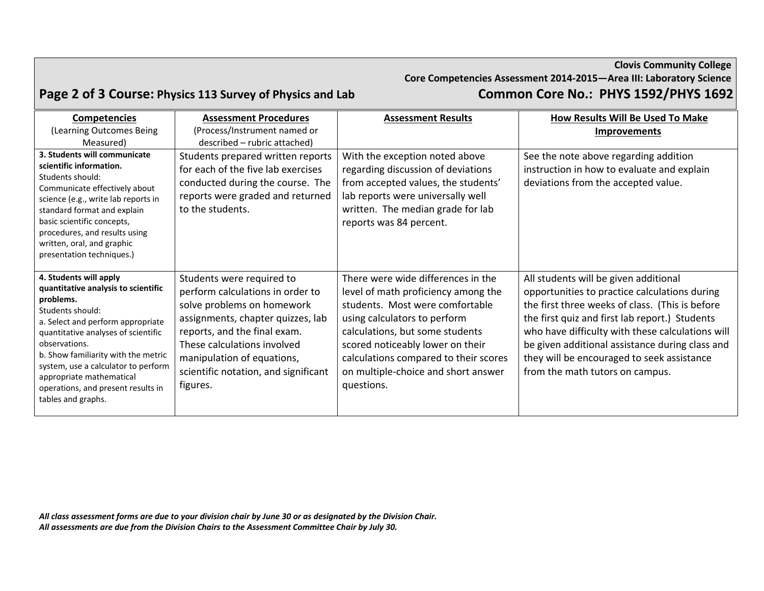Clovis Community College

Core Competencies Assessment 2014-2015—Area III: Laboratory Science

## Page 2 of 3 Course: Physics 113 Survey of Physics and Lab

## Common Core No.: PHYS 1592/PHYS 1692

| **Competencies** (Learning Outcomes Being Measured) | **Assessment Procedures** (Process/Instrument named or described – rubric attached) | **Assessment Results** | **How Results Will Be Used To Make Improvements** |
|---|---|---|---|
| **3. Students will communicate scientific information.** Students should: Communicate effectively about science (e.g., write lab reports in standard format and explain basic scientific concepts, procedures, and results using written, oral, and graphic presentation techniques.) | Students prepared written reports for each of the five lab exercises conducted during the course. The reports were graded and returned to the students. | With the exception noted above regarding discussion of deviations from accepted values, the students' lab reports were universally well written. The median grade for lab reports was 84 percent. | See the note above regarding addition instruction in how to evaluate and explain deviations from the accepted value. |
| **4. Students will apply quantitative analysis to scientific problems.** Students should: a. Select and perform appropriate quantitative analyses of scientific observations. b. Show familiarity with the metric system, use a calculator to perform appropriate mathematical operations, and present results in tables and graphs. | Students were required to perform calculations in order to solve problems on homework assignments, chapter quizzes, lab reports, and the final exam. These calculations involved manipulation of equations, scientific notation, and significant figures. | There were wide differences in the level of math proficiency among the students. Most were comfortable using calculators to perform calculations, but some students scored noticeably lower on their calculations compared to their scores on multiple-choice and short answer questions. | All students will be given additional opportunities to practice calculations during the first three weeks of class. (This is before the first quiz and first lab report.) Students who have difficulty with these calculations will be given additional assistance during class and they will be encouraged to seek assistance from the math tutors on campus. |

***All class assessment forms are due to your division chair by June 30 or as designated by the Division Chair.***
***All assessments are due from the Division Chairs to the Assessment Committee Chair by July 30.***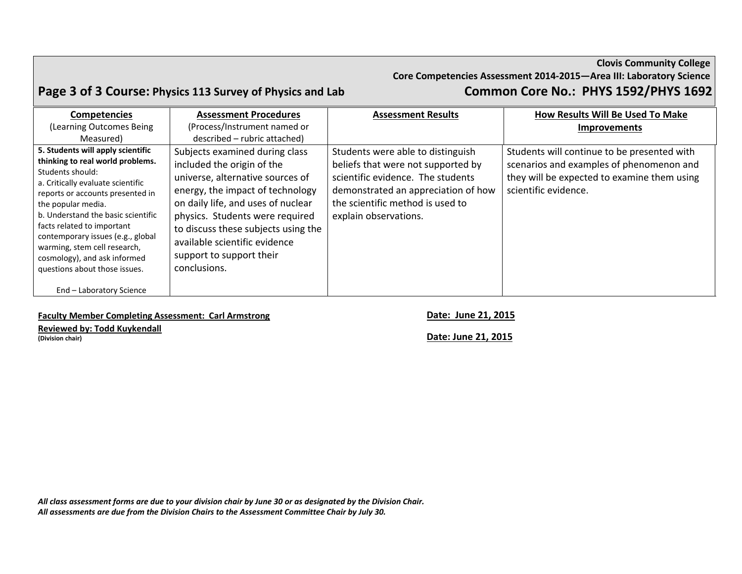**Clovis Community College**
**Core Competencies Assessment 2014-2015—Area III: Laboratory Science**

## Page 3 of 3 Course: Physics 113 Survey of Physics and Lab — Common Core No.: PHYS 1592/PHYS 1692

| **Competencies** (Learning Outcomes Being Measured) | **Assessment Procedures** (Process/Instrument named or described – rubric attached) | **Assessment Results** | **How Results Will Be Used To Make Improvements** |
|---|---|---|---|
| **5. Students will apply scientific thinking to real world problems.** Students should: a. Critically evaluate scientific reports or accounts presented in the popular media. b. Understand the basic scientific facts related to important contemporary issues (e.g., global warming, stem cell research, cosmology), and ask informed questions about those issues. End – Laboratory Science | Subjects examined during class included the origin of the universe, alternative sources of energy, the impact of technology on daily life, and uses of nuclear physics. Students were required to discuss these subjects using the available scientific evidence support to support their conclusions. | Students were able to distinguish beliefs that were not supported by scientific evidence. The students demonstrated an appreciation of how the scientific method is used to explain observations. | Students will continue to be presented with scenarios and examples of phenomenon and they will be expected to examine them using scientific evidence. |

**Faculty Member Completing Assessment: Carl Armstrong** — **Date: June 21, 2015**

**Reviewed by: Todd Kuykendall**
**(Division chair)** — **Date: June 21, 2015**

*All class assessment forms are due to your division chair by June 30 or as designated by the Division Chair.*
*All assessments are due from the Division Chairs to the Assessment Committee Chair by July 30.*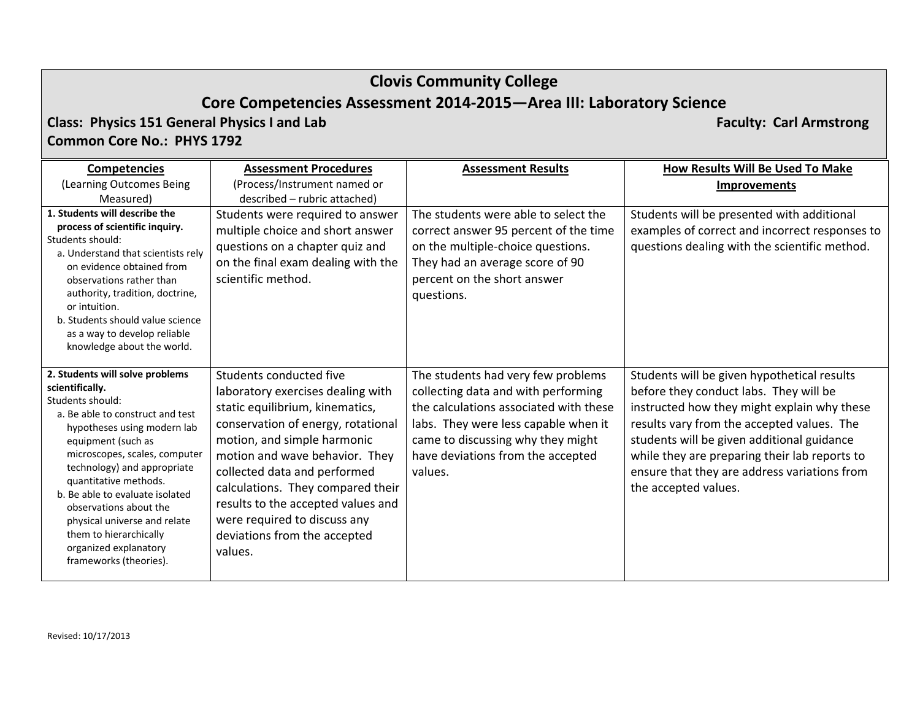# Clovis Community College

## Core Competencies Assessment 2014-2015—Area III: Laboratory Science

**Class: Physics 151 General Physics I and Lab** **Faculty: Carl Armstrong**

**Common Core No.: PHYS 1792**

| **Competencies** (Learning Outcomes Being Measured) | **Assessment Procedures** (Process/Instrument named or described – rubric attached) | **Assessment Results** | **How Results Will Be Used To Make Improvements** |
|---|---|---|---|
| **1. Students will describe the process of scientific inquiry.** Students should: a. Understand that scientists rely on evidence obtained from observations rather than authority, tradition, doctrine, or intuition. b. Students should value science as a way to develop reliable knowledge about the world. | Students were required to answer multiple choice and short answer questions on a chapter quiz and on the final exam dealing with the scientific method. | The students were able to select the correct answer 95 percent of the time on the multiple-choice questions. They had an average score of 90 percent on the short answer questions. | Students will be presented with additional examples of correct and incorrect responses to questions dealing with the scientific method. |
| **2. Students will solve problems scientifically.** Students should: a. Be able to construct and test hypotheses using modern lab equipment (such as microscopes, scales, computer technology) and appropriate quantitative methods. b. Be able to evaluate isolated observations about the physical universe and relate them to hierarchically organized explanatory frameworks (theories). | Students conducted five laboratory exercises dealing with static equilibrium, kinematics, conservation of energy, rotational motion, and simple harmonic motion and wave behavior. They collected data and performed calculations. They compared their results to the accepted values and were required to discuss any deviations from the accepted values. | The students had very few problems collecting data and with performing the calculations associated with these labs. They were less capable when it came to discussing why they might have deviations from the accepted values. | Students will be given hypothetical results before they conduct labs. They will be instructed how they might explain why these results vary from the accepted values. The students will be given additional guidance while they are preparing their lab reports to ensure that they are address variations from the accepted values. |

Revised: 10/17/2013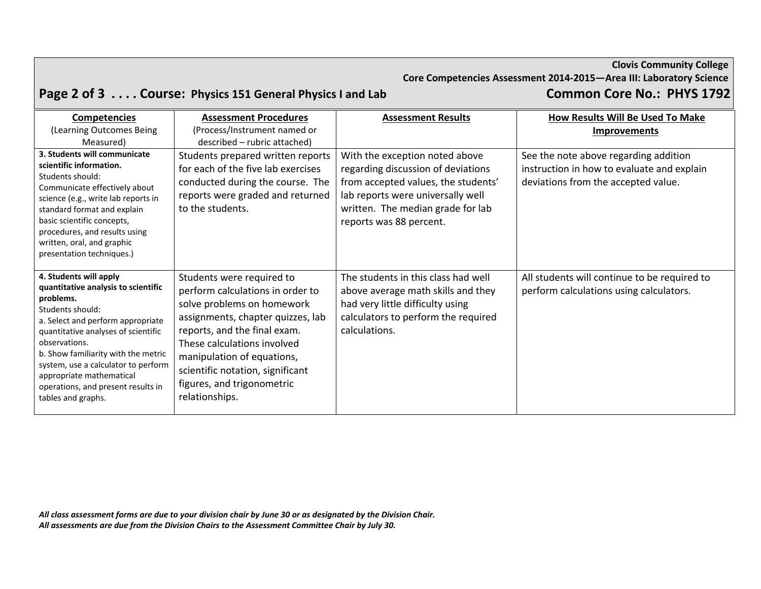**Clovis Community College**
**Core Competencies Assessment 2014-2015—Area III: Laboratory Science**

## Page 2 of 3 . . . . Course: Physics 151 General Physics I and Lab — Common Core No.: PHYS 1792

| **Competencies** (Learning Outcomes Being Measured) | **Assessment Procedures** (Process/Instrument named or described – rubric attached) | **Assessment Results** | **How Results Will Be Used To Make Improvements** |
|---|---|---|---|
| **3. Students will communicate scientific information.** Students should: Communicate effectively about science (e.g., write lab reports in standard format and explain basic scientific concepts, procedures, and results using written, oral, and graphic presentation techniques.) | Students prepared written reports for each of the five lab exercises conducted during the course. The reports were graded and returned to the students. | With the exception noted above regarding discussion of deviations from accepted values, the students' lab reports were universally well written. The median grade for lab reports was 88 percent. | See the note above regarding addition instruction in how to evaluate and explain deviations from the accepted value. |
| **4. Students will apply quantitative analysis to scientific problems.** Students should: a. Select and perform appropriate quantitative analyses of scientific observations. b. Show familiarity with the metric system, use a calculator to perform appropriate mathematical operations, and present results in tables and graphs. | Students were required to perform calculations in order to solve problems on homework assignments, chapter quizzes, lab reports, and the final exam. These calculations involved manipulation of equations, scientific notation, significant figures, and trigonometric relationships. | The students in this class had well above average math skills and they had very little difficulty using calculators to perform the required calculations. | All students will continue to be required to perform calculations using calculators. |

*All class assessment forms are due to your division chair by June 30 or as designated by the Division Chair.*
*All assessments are due from the Division Chairs to the Assessment Committee Chair by July 30.*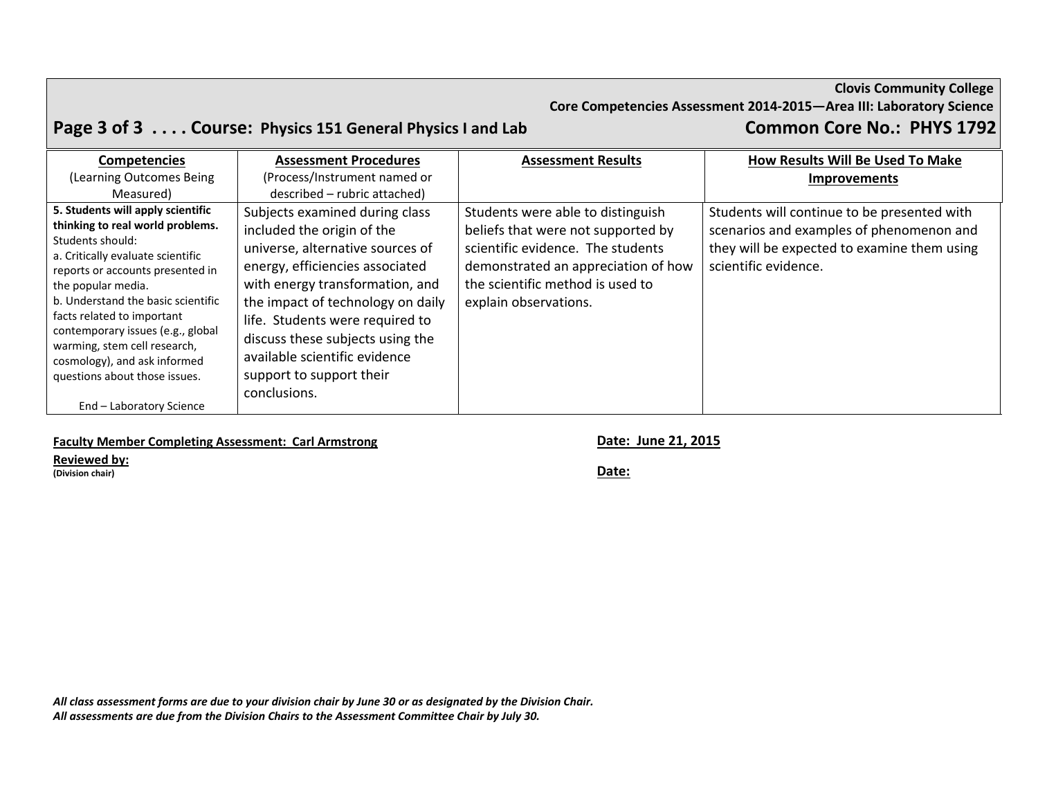**Clovis Community College**
**Core Competencies Assessment 2014-2015—Area III: Laboratory Science**

## Page 3 of 3 . . . . Course: Physics 151 General Physics I and Lab — Common Core No.: PHYS 1792

| **Competencies** (Learning Outcomes Being Measured) | **Assessment Procedures** (Process/Instrument named or described – rubric attached) | **Assessment Results** | **How Results Will Be Used To Make Improvements** |
|---|---|---|---|
| **5. Students will apply scientific thinking to real world problems.** Students should: a. Critically evaluate scientific reports or accounts presented in the popular media. b. Understand the basic scientific facts related to important contemporary issues (e.g., global warming, stem cell research, cosmology), and ask informed questions about those issues. End – Laboratory Science | Subjects examined during class included the origin of the universe, alternative sources of energy, efficiencies associated with energy transformation, and the impact of technology on daily life. Students were required to discuss these subjects using the available scientific evidence support to support their conclusions. | Students were able to distinguish beliefs that were not supported by scientific evidence. The students demonstrated an appreciation of how the scientific method is used to explain observations. | Students will continue to be presented with scenarios and examples of phenomenon and they will be expected to examine them using scientific evidence. |

**Faculty Member Completing Assessment: Carl Armstrong** — **Date: June 21, 2015**

**Reviewed by:**
**(Division chair)** — **Date:**

***All class assessment forms are due to your division chair by June 30 or as designated by the Division Chair.***
***All assessments are due from the Division Chairs to the Assessment Committee Chair by July 30.***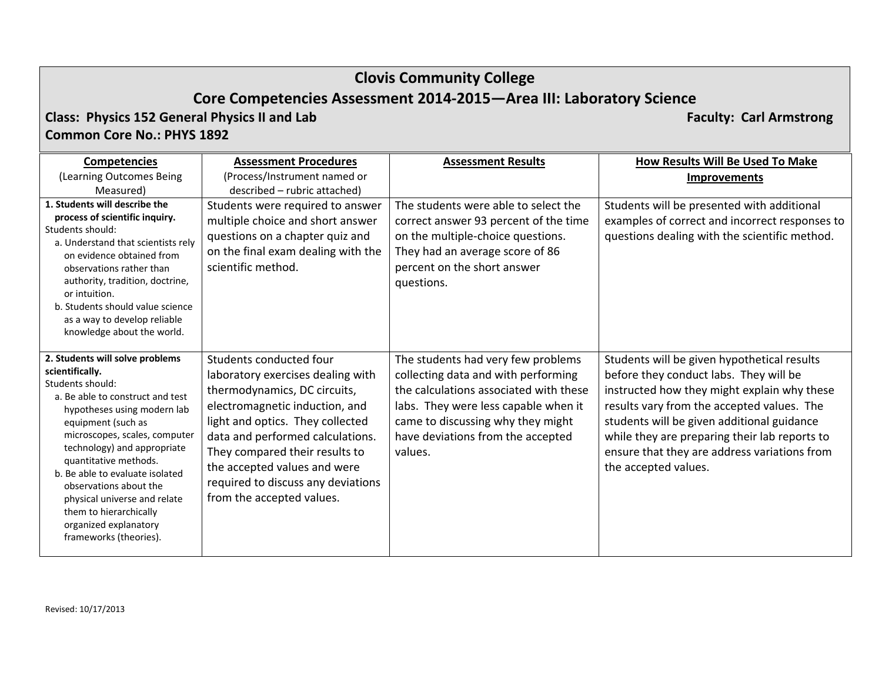# Clovis Community College

## Core Competencies Assessment 2014-2015—Area III: Laboratory Science

**Class: Physics 152 General Physics II and Lab** **Faculty: Carl Armstrong**

**Common Core No.: PHYS 1892**

| **Competencies** (Learning Outcomes Being Measured) | **Assessment Procedures** (Process/Instrument named or described – rubric attached) | **Assessment Results** | **How Results Will Be Used To Make Improvements** |
|---|---|---|---|
| **1. Students will describe the process of scientific inquiry.** Students should: a. Understand that scientists rely on evidence obtained from observations rather than authority, tradition, doctrine, or intuition. b. Students should value science as a way to develop reliable knowledge about the world. | Students were required to answer multiple choice and short answer questions on a chapter quiz and on the final exam dealing with the scientific method. | The students were able to select the correct answer 93 percent of the time on the multiple-choice questions. They had an average score of 86 percent on the short answer questions. | Students will be presented with additional examples of correct and incorrect responses to questions dealing with the scientific method. |
| **2. Students will solve problems scientifically.** Students should: a. Be able to construct and test hypotheses using modern lab equipment (such as microscopes, scales, computer technology) and appropriate quantitative methods. b. Be able to evaluate isolated observations about the physical universe and relate them to hierarchically organized explanatory frameworks (theories). | Students conducted four laboratory exercises dealing with thermodynamics, DC circuits, electromagnetic induction, and light and optics. They collected data and performed calculations. They compared their results to the accepted values and were required to discuss any deviations from the accepted values. | The students had very few problems collecting data and with performing the calculations associated with these labs. They were less capable when it came to discussing why they might have deviations from the accepted values. | Students will be given hypothetical results before they conduct labs. They will be instructed how they might explain why these results vary from the accepted values. The students will be given additional guidance while they are preparing their lab reports to ensure that they are address variations from the accepted values. |

Revised: 10/17/2013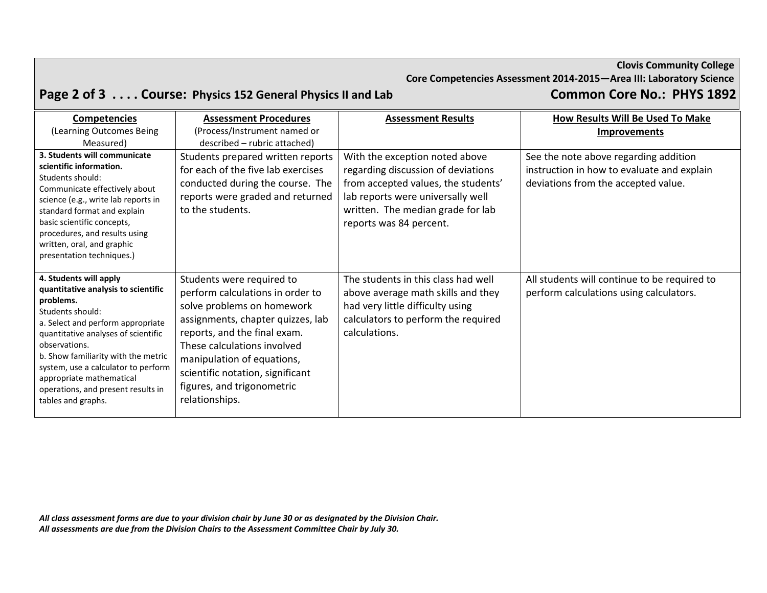**Clovis Community College**
**Core Competencies Assessment 2014-2015—Area III: Laboratory Science**

## Page 2 of 3 . . . . Course: Physics 152 General Physics II and Lab — Common Core No.: PHYS 1892

| **Competencies** (Learning Outcomes Being Measured) | **Assessment Procedures** (Process/Instrument named or described – rubric attached) | **Assessment Results** | **How Results Will Be Used To Make Improvements** |
|---|---|---|---|
| **3. Students will communicate scientific information.** Students should: Communicate effectively about science (e.g., write lab reports in standard format and explain basic scientific concepts, procedures, and results using written, oral, and graphic presentation techniques.) | Students prepared written reports for each of the five lab exercises conducted during the course. The reports were graded and returned to the students. | With the exception noted above regarding discussion of deviations from accepted values, the students' lab reports were universally well written. The median grade for lab reports was 84 percent. | See the note above regarding addition instruction in how to evaluate and explain deviations from the accepted value. |
| **4. Students will apply quantitative analysis to scientific problems.** Students should: a. Select and perform appropriate quantitative analyses of scientific observations. b. Show familiarity with the metric system, use a calculator to perform appropriate mathematical operations, and present results in tables and graphs. | Students were required to perform calculations in order to solve problems on homework assignments, chapter quizzes, lab reports, and the final exam. These calculations involved manipulation of equations, scientific notation, significant figures, and trigonometric relationships. | The students in this class had well above average math skills and they had very little difficulty using calculators to perform the required calculations. | All students will continue to be required to perform calculations using calculators. |

***All class assessment forms are due to your division chair by June 30 or as designated by the Division Chair.***
***All assessments are due from the Division Chairs to the Assessment Committee Chair by July 30.***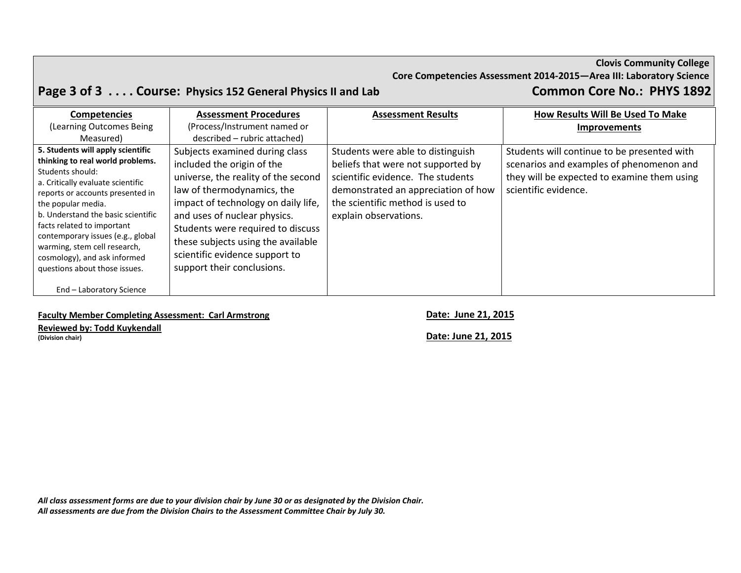**Clovis Community College**
**Core Competencies Assessment 2014-2015—Area III: Laboratory Science**

## Page 3 of 3 . . . . Course: Physics 152 General Physics II and Lab — Common Core No.: PHYS 1892

| Competencies (Learning Outcomes Being Measured) | Assessment Procedures (Process/Instrument named or described – rubric attached) | Assessment Results | How Results Will Be Used To Make Improvements |
| --- | --- | --- | --- |
| **5. Students will apply scientific thinking to real world problems.** Students should: a. Critically evaluate scientific reports or accounts presented in the popular media. b. Understand the basic scientific facts related to important contemporary issues (e.g., global warming, stem cell research, cosmology), and ask informed questions about those issues. End – Laboratory Science | Subjects examined during class included the origin of the universe, the reality of the second law of thermodynamics, the impact of technology on daily life, and uses of nuclear physics. Students were required to discuss these subjects using the available scientific evidence support to support their conclusions. | Students were able to distinguish beliefs that were not supported by scientific evidence. The students demonstrated an appreciation of how the scientific method is used to explain observations. | Students will continue to be presented with scenarios and examples of phenomenon and they will be expected to examine them using scientific evidence. |

**Faculty Member Completing Assessment: Carl Armstrong** — **Date: June 21, 2015**

**Reviewed by: Todd Kuykendall**
**(Division chair)** — **Date: June 21, 2015**

***All class assessment forms are due to your division chair by June 30 or as designated by the Division Chair.***
***All assessments are due from the Division Chairs to the Assessment Committee Chair by July 30.***